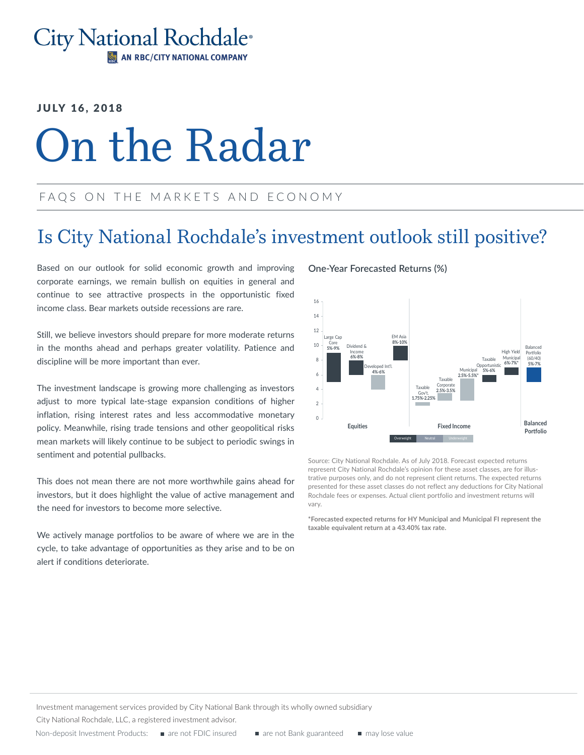City National Rochdale®

AN RBC/CITY NATIONAL COMPANY

JULY 16, 2018

# On the Radar

FAQS ON THE MARKETS AND ECONOMY

## Is City National Rochdale's investment outlook still positive?

Based on our outlook for solid economic growth and improving corporate earnings, we remain bullish on equities in general and continue to see attractive prospects in the opportunistic fixed income class. Bear markets outside recessions are rare.

Still, we believe investors should prepare for more moderate returns in the months ahead and perhaps greater volatility. Patience and discipline will be more important than ever.

The investment landscape is growing more challenging as investors adjust to more typical late-stage expansion conditions of higher inflation, rising interest rates and less accommodative monetary policy. Meanwhile, rising trade tensions and other geopolitical risks mean markets will likely continue to be subject to periodic swings in sentiment and potential pullbacks.

This does not mean there are not more worthwhile gains ahead for investors, but it does highlight the value of active management and the need for investors to become more selective.

We actively manage portfolios to be aware of where we are in the cycle, to take advantage of opportunities as they arise and to be on alert if conditions deteriorate.

**One-Year Forecasted Returns (%)**

| Category | Asset Class | Forecasted Return |
|---|---|---|
| Equities | Large Cap Core | 5%-9% |
| Equities | Dividend & Income | 6%-8% |
| Equities | Developed Int'l. | 4%-6% |
| Equities | EM Asia | 8%-10% |
| Fixed Income | Taxable Gov't. | 1.75%-2.25% |
| Fixed Income | Taxable Corporate | 2.5%-3.5% |
| Fixed Income | Municipal | 2.5%-5.5%* |
| Fixed Income | Taxable Opportunistic | 5%-6% |
| Fixed Income | High Yield Municipal | 6%-7%* |
| Balanced Portfolio | Balanced Portfolio (60/40) | 5%-7% |

Legend: Overweight, Neutral, Underweight

Source: City National Rochdale. As of July 2018. Forecast expected returns represent City National Rochdale's opinion for these asset classes, are for illustrative purposes only, and do not represent client returns. The expected returns presented for these asset classes do not reflect any deductions for City National Rochdale fees or expenses. Actual client portfolio and investment returns will vary.

**\*Forecasted expected returns for HY Municipal and Municipal FI represent the taxable equivalent return at a 43.40% tax rate.**

Investment management services provided by City National Bank through its wholly owned subsidiary City National Rochdale, LLC, a registered investment advisor.

Non-deposit Investment Products: ■ are not FDIC insured ■ are not Bank guaranteed ■ may lose value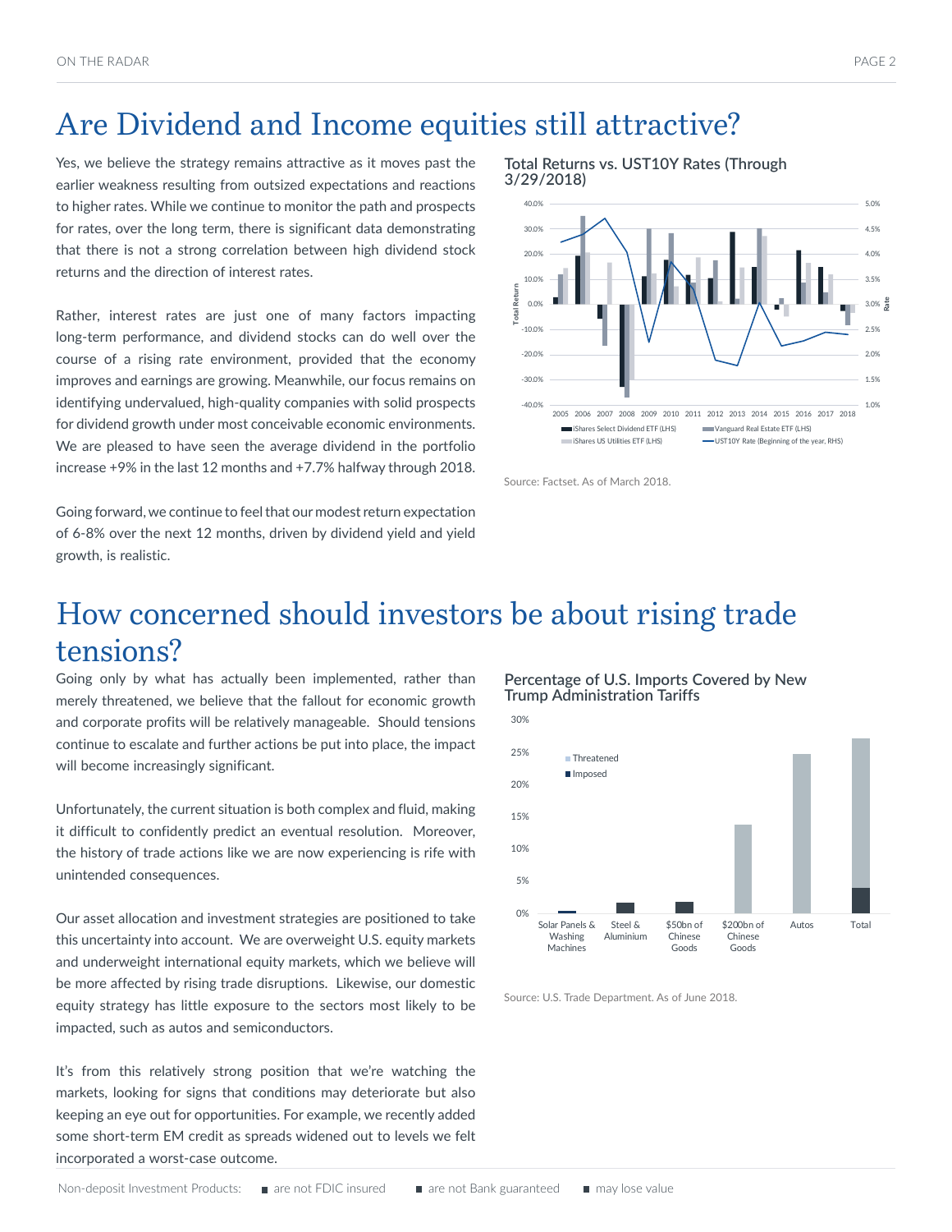# Are Dividend and Income equities still attractive?

Yes, we believe the strategy remains attractive as it moves past the earlier weakness resulting from outsized expectations and reactions to higher rates. While we continue to monitor the path and prospects for rates, over the long term, there is significant data demonstrating that there is not a strong correlation between high dividend stock returns and the direction of interest rates.

Rather, interest rates are just one of many factors impacting long-term performance, and dividend stocks can do well over the course of a rising rate environment, provided that the economy improves and earnings are growing. Meanwhile, our focus remains on identifying undervalued, high-quality companies with solid prospects for dividend growth under most conceivable economic environments. We are pleased to have seen the average dividend in the portfolio increase +9% in the last 12 months and +7.7% halfway through 2018.

Going forward, we continue to feel that our modest return expectation of 6-8% over the next 12 months, driven by dividend yield and yield growth, is realistic.

**Total Returns vs. UST10Y Rates (Through 3/29/2018)**

Source: Factset. As of March 2018.

# How concerned should investors be about rising trade tensions?

Going only by what has actually been implemented, rather than merely threatened, we believe that the fallout for economic growth and corporate profits will be relatively manageable. Should tensions continue to escalate and further actions be put into place, the impact will become increasingly significant.

Unfortunately, the current situation is both complex and fluid, making it difficult to confidently predict an eventual resolution. Moreover, the history of trade actions like we are now experiencing is rife with unintended consequences.

Our asset allocation and investment strategies are positioned to take this uncertainty into account. We are overweight U.S. equity markets and underweight international equity markets, which we believe will be more affected by rising trade disruptions. Likewise, our domestic equity strategy has little exposure to the sectors most likely to be impacted, such as autos and semiconductors.

It's from this relatively strong position that we're watching the markets, looking for signs that conditions may deteriorate but also keeping an eye out for opportunities. For example, we recently added some short-term EM credit as spreads widened out to levels we felt incorporated a worst-case outcome.

**Percentage of U.S. Imports Covered by New Trump Administration Tariffs**

Source: U.S. Trade Department. As of June 2018.

Non-deposit Investment Products: ■ are not FDIC insured ■ are not Bank guaranteed ■ may lose value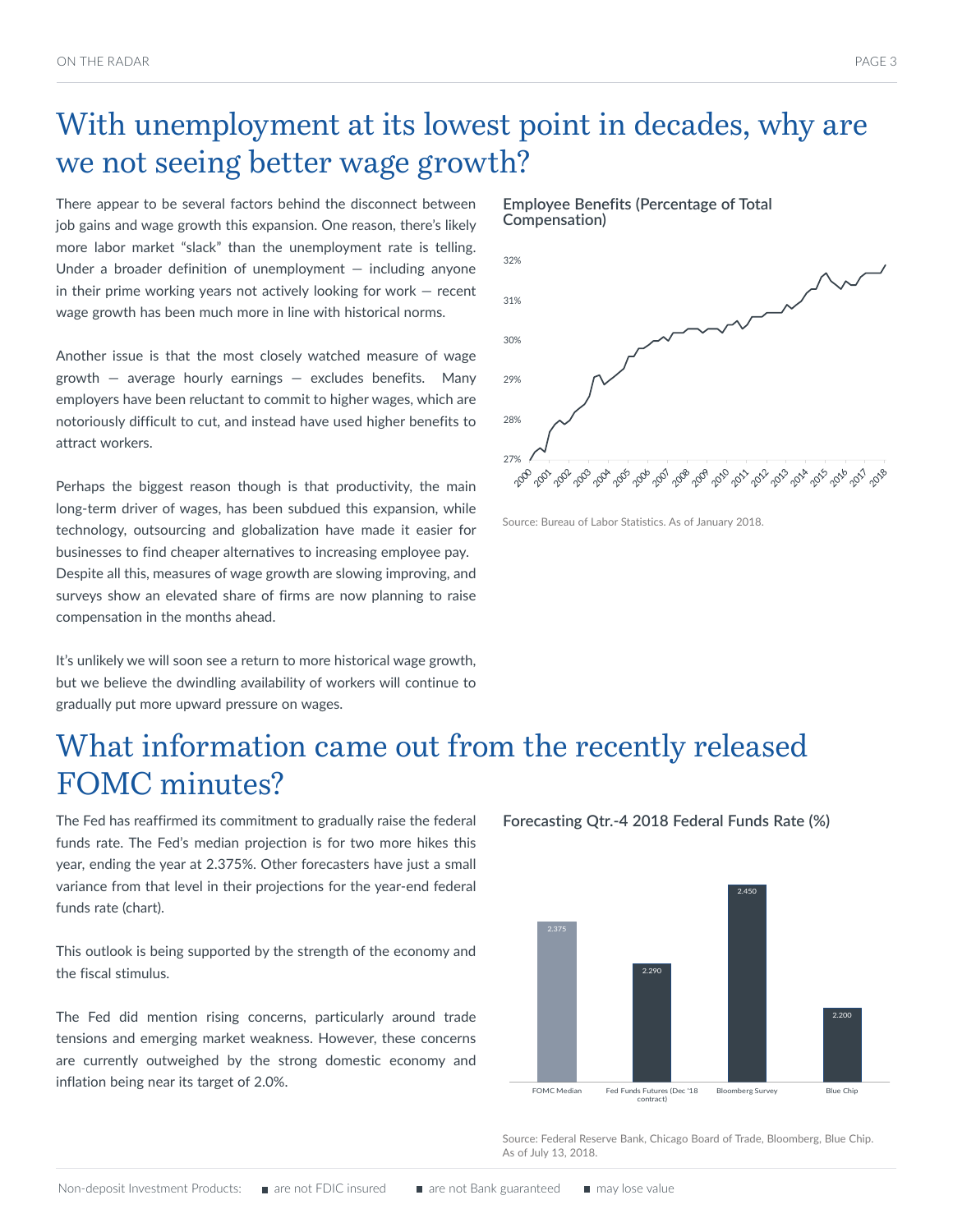# With unemployment at its lowest point in decades, why are we not seeing better wage growth?

There appear to be several factors behind the disconnect between job gains and wage growth this expansion. One reason, there's likely more labor market "slack" than the unemployment rate is telling. Under a broader definition of unemployment — including anyone in their prime working years not actively looking for work — recent wage growth has been much more in line with historical norms.

Another issue is that the most closely watched measure of wage growth — average hourly earnings — excludes benefits. Many employers have been reluctant to commit to higher wages, which are notoriously difficult to cut, and instead have used higher benefits to attract workers.

Perhaps the biggest reason though is that productivity, the main long-term driver of wages, has been subdued this expansion, while technology, outsourcing and globalization have made it easier for businesses to find cheaper alternatives to increasing employee pay. Despite all this, measures of wage growth are slowing improving, and surveys show an elevated share of firms are now planning to raise compensation in the months ahead.

It's unlikely we will soon see a return to more historical wage growth, but we believe the dwindling availability of workers will continue to gradually put more upward pressure on wages.

**Employee Benefits (Percentage of Total Compensation)**

Source: Bureau of Labor Statistics. As of January 2018.

# What information came out from the recently released FOMC minutes?

The Fed has reaffirmed its commitment to gradually raise the federal funds rate. The Fed's median projection is for two more hikes this year, ending the year at 2.375%. Other forecasters have just a small variance from that level in their projections for the year-end federal funds rate (chart).

This outlook is being supported by the strength of the economy and the fiscal stimulus.

The Fed did mention rising concerns, particularly around trade tensions and emerging market weakness. However, these concerns are currently outweighed by the strong domestic economy and inflation being near its target of 2.0%.

**Forecasting Qtr.-4 2018 Federal Funds Rate (%)**

| FOMC Median | Fed Funds Futures (Dec '18 contract) | Bloomberg Survey | Blue Chip |
|---|---|---|---|
| 2.375 | 2.290 | 2.450 | 2.200 |

Source: Federal Reserve Bank, Chicago Board of Trade, Bloomberg, Blue Chip. As of July 13, 2018.

Non-deposit Investment Products: ■ are not FDIC insured ■ are not Bank guaranteed ■ may lose value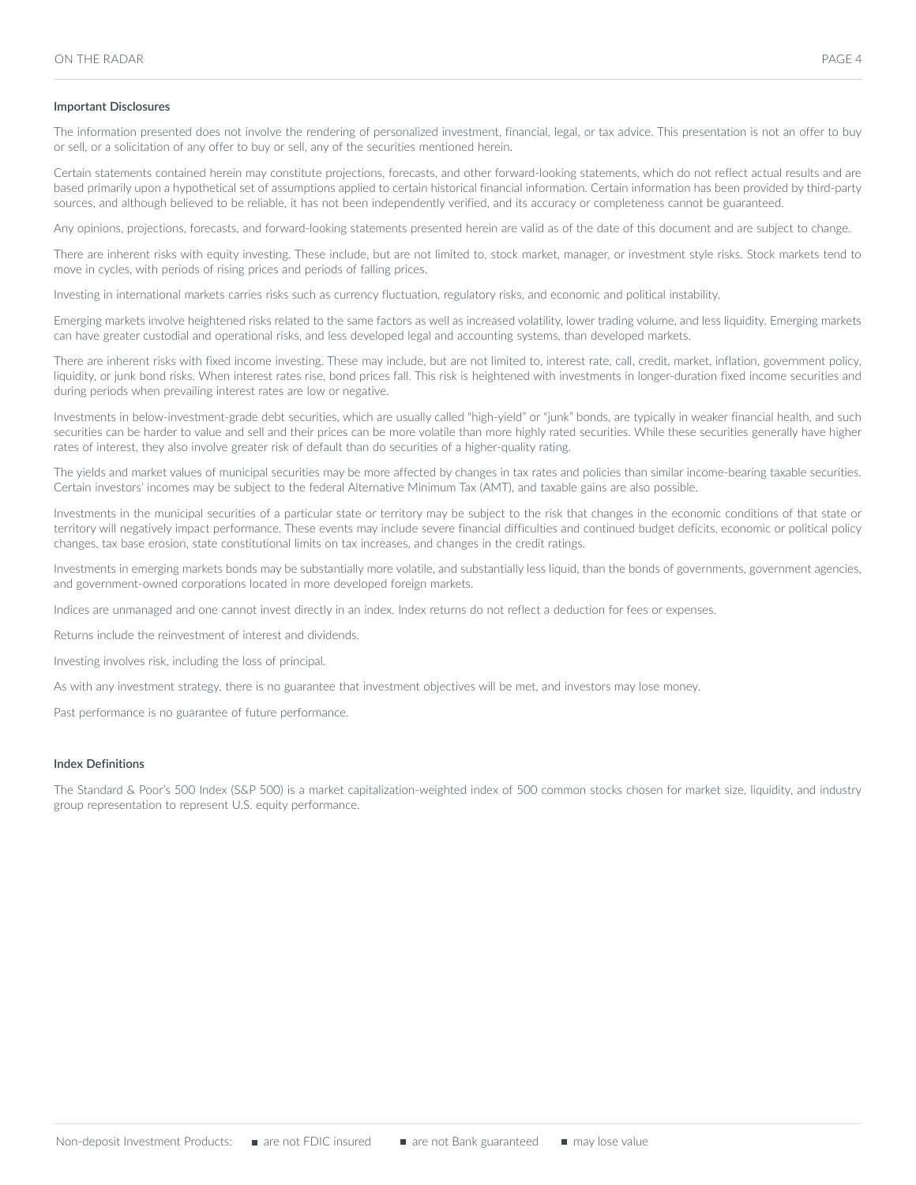**Important Disclosures**

The information presented does not involve the rendering of personalized investment, financial, legal, or tax advice. This presentation is not an offer to buy or sell, or a solicitation of any offer to buy or sell, any of the securities mentioned herein.

Certain statements contained herein may constitute projections, forecasts, and other forward-looking statements, which do not reflect actual results and are based primarily upon a hypothetical set of assumptions applied to certain historical financial information. Certain information has been provided by third-party sources, and although believed to be reliable, it has not been independently verified, and its accuracy or completeness cannot be guaranteed.

Any opinions, projections, forecasts, and forward-looking statements presented herein are valid as of the date of this document and are subject to change.

There are inherent risks with equity investing. These include, but are not limited to, stock market, manager, or investment style risks. Stock markets tend to move in cycles, with periods of rising prices and periods of falling prices.

Investing in international markets carries risks such as currency fluctuation, regulatory risks, and economic and political instability.

Emerging markets involve heightened risks related to the same factors as well as increased volatility, lower trading volume, and less liquidity. Emerging markets can have greater custodial and operational risks, and less developed legal and accounting systems, than developed markets.

There are inherent risks with fixed income investing. These may include, but are not limited to, interest rate, call, credit, market, inflation, government policy, liquidity, or junk bond risks. When interest rates rise, bond prices fall. This risk is heightened with investments in longer-duration fixed income securities and during periods when prevailing interest rates are low or negative.

Investments in below-investment-grade debt securities, which are usually called "high-yield" or "junk" bonds, are typically in weaker financial health, and such securities can be harder to value and sell and their prices can be more volatile than more highly rated securities. While these securities generally have higher rates of interest, they also involve greater risk of default than do securities of a higher-quality rating.

The yields and market values of municipal securities may be more affected by changes in tax rates and policies than similar income-bearing taxable securities. Certain investors' incomes may be subject to the federal Alternative Minimum Tax (AMT), and taxable gains are also possible.

Investments in the municipal securities of a particular state or territory may be subject to the risk that changes in the economic conditions of that state or territory will negatively impact performance. These events may include severe financial difficulties and continued budget deficits, economic or political policy changes, tax base erosion, state constitutional limits on tax increases, and changes in the credit ratings.

Investments in emerging markets bonds may be substantially more volatile, and substantially less liquid, than the bonds of governments, government agencies, and government-owned corporations located in more developed foreign markets.

Indices are unmanaged and one cannot invest directly in an index. Index returns do not reflect a deduction for fees or expenses.

Returns include the reinvestment of interest and dividends.

Investing involves risk, including the loss of principal.

As with any investment strategy, there is no guarantee that investment objectives will be met, and investors may lose money.

Past performance is no guarantee of future performance.

**Index Definitions**

The Standard & Poor's 500 Index (S&P 500) is a market capitalization-weighted index of 500 common stocks chosen for market size, liquidity, and industry group representation to represent U.S. equity performance.

Non-deposit Investment Products: ■ are not FDIC insured ■ are not Bank guaranteed ■ may lose value